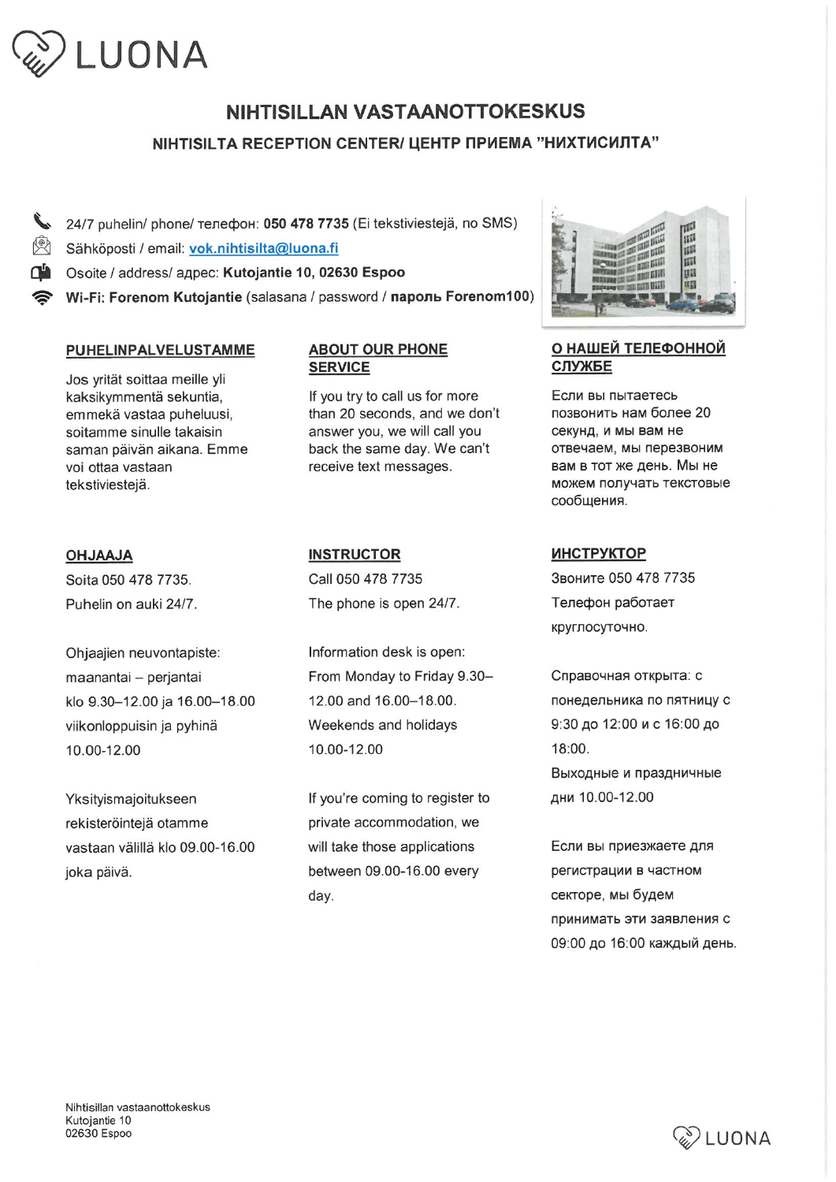# LUONA

## NIHTISILLAN VASTAANOTTOKESKUS

### NIHTISILTA RECEPTION CENTER/ ЦЕНТР ПРИЕМА "НИХТИСИЛТА"

- 24/7 puhelin/ phone/ телефон: **050 478 7735** (Ei tekstiviestejä, no SMS)
- Sähköposti / email: **vok.nihtisilta@luona.fi**
- Osoite / address/ адрес: **Kutojantie 10, 02630 Espoo**
- **Wi-Fi: Forenom Kutojantie** (salasana / password / **пароль Forenom100**)

### PUHELINPALVELUSTAMME

Jos yrität soittaa meille yli kaksikymmentä sekuntia, emmekä vastaa puheluusi, soitamme sinulle takaisin saman päivän aikana. Emme voi ottaa vastaan tekstiviestejä.

### OHJAAJA

Soita 050 478 7735.

Puhelin on auki 24/7.

Ohjaajien neuvontapiste:
maanantai – perjantai
klo 9.30–12.00 ja 16.00–18.00
viikonloppuisin ja pyhinä
10.00-12.00

Yksityismajoitukseen rekisteröintejä otamme vastaan välillä klo 09.00-16.00 joka päivä.

### ABOUT OUR PHONE SERVICE

If you try to call us for more than 20 seconds, and we don't answer you, we will call you back the same day. We can't receive text messages.

### INSTRUCTOR

Call 050 478 7735

The phone is open 24/7.

Information desk is open:
From Monday to Friday 9.30–12.00 and 16.00–18.00.
Weekends and holidays
10.00-12.00

If you're coming to register to private accommodation, we will take those applications between 09.00-16.00 every day.

### О НАШЕЙ ТЕЛЕФОННОЙ СЛУЖБЕ

Если вы пытаетесь позвонить нам более 20 секунд, и мы вам не отвечаем, мы перезвоним вам в тот же день. Мы не можем получать текстовые сообщения.

### ИНСТРУКТОР

Звоните 050 478 7735

Телефон работает круглосуточно.

Справочная открыта: с понедельника по пятницу с 9:30 до 12:00 и с 16:00 до 18:00.
Выходные и праздничные дни 10.00-12.00

Если вы приезжаете для регистрации в частном секторе, мы будем принимать эти заявления с 09:00 до 16:00 каждый день.

Nihtisillan vastaanottokeskus
Kutojantie 10
02630 Espoo

LUONA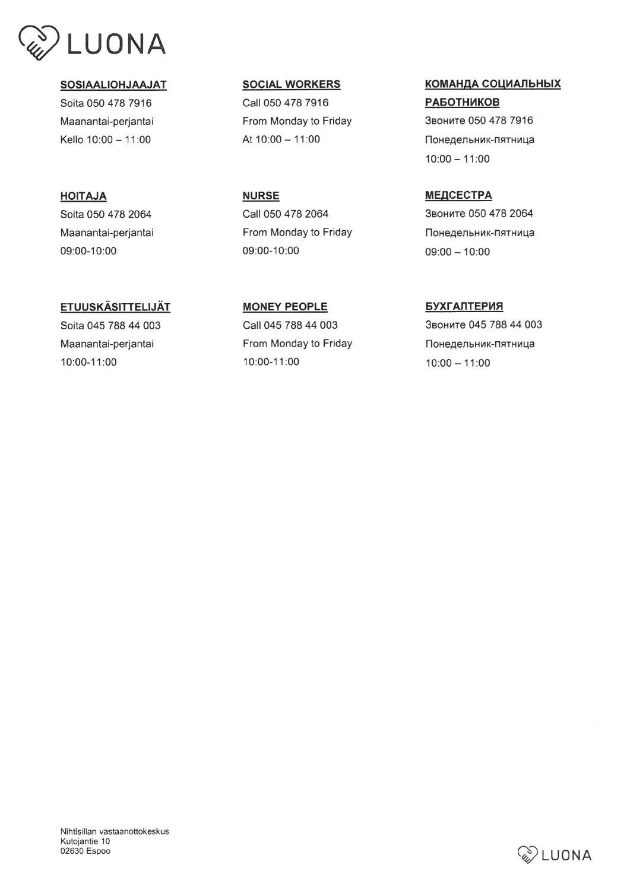LUONA

**SOSIAALIOHJAAJAT**

Soita 050 478 7916

Maanantai-perjantai

Kello 10:00 – 11:00

**HOITAJA**

Soita 050 478 2064

Maanantai-perjantai

09:00-10:00

**ETUUSKÄSITTELIJÄT**

Soita 045 788 44 003

Maanantai-perjantai

10:00-11:00

**SOCIAL WORKERS**

Call 050 478 7916

From Monday to Friday

At 10:00 – 11:00

**NURSE**

Call 050 478 2064

From Monday to Friday

09:00-10:00

**MONEY PEOPLE**

Call 045 788 44 003

From Monday to Friday

10:00-11:00

**КОМАНДА СОЦИАЛЬНЫХ РАБОТНИКОВ**

Звоните 050 478 7916

Понедельник-пятница

10:00 – 11:00

**МЕДСЕСТРА**

Звоните 050 478 2064

Понедельник-пятница

09:00 – 10:00

**БУХГАЛТЕРИЯ**

Звоните 045 788 44 003

Понедельник-пятница

10:00 – 11:00

Nihtisillan vastaanottokeskus
Kutojantie 10
02630 Espoo